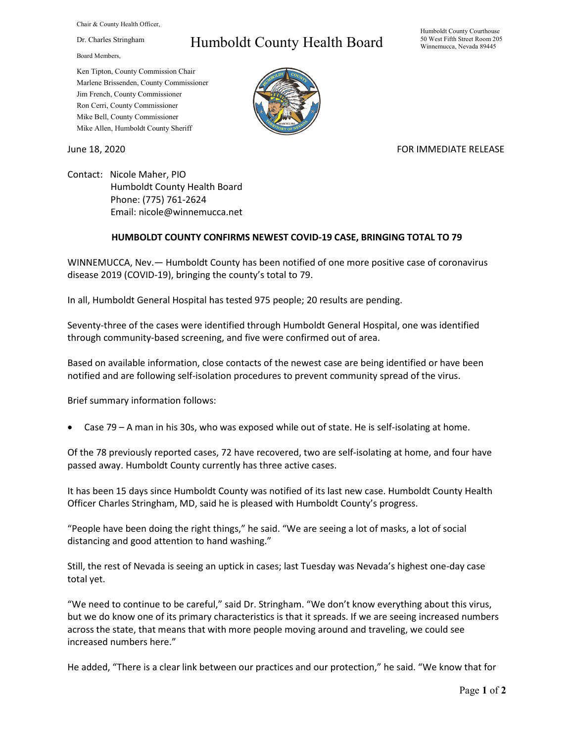Chair & County Health Officer,

Dr. Charles Stringham

Board Members,

Ken Tipton, County Commission Chair
Marlene Brissenden, County Commissioner
Jim French, County Commissioner
Ron Cerri, County Commissioner
Mike Bell, County Commissioner
Mike Allen, Humboldt County Sheriff

# Humboldt County Health Board

Humboldt County Courthouse
50 West Fifth Street Room 205
Winnemucca, Nevada 89445

June 18, 2020

FOR IMMEDIATE RELEASE

Contact: Nicole Maher, PIO
Humboldt County Health Board
Phone: (775) 761-2624
Email: nicole@winnemucca.net

**HUMBOLDT COUNTY CONFIRMS NEWEST COVID-19 CASE, BRINGING TOTAL TO 79**

WINNEMUCCA, Nev.— Humboldt County has been notified of one more positive case of coronavirus disease 2019 (COVID-19), bringing the county's total to 79.

In all, Humboldt General Hospital has tested 975 people; 20 results are pending.

Seventy-three of the cases were identified through Humboldt General Hospital, one was identified through community-based screening, and five were confirmed out of area.

Based on available information, close contacts of the newest case are being identified or have been notified and are following self-isolation procedures to prevent community spread of the virus.

Brief summary information follows:

- Case 79 – A man in his 30s, who was exposed while out of state. He is self-isolating at home.

Of the 78 previously reported cases, 72 have recovered, two are self-isolating at home, and four have passed away. Humboldt County currently has three active cases.

It has been 15 days since Humboldt County was notified of its last new case. Humboldt County Health Officer Charles Stringham, MD, said he is pleased with Humboldt County's progress.

"People have been doing the right things," he said. "We are seeing a lot of masks, a lot of social distancing and good attention to hand washing."

Still, the rest of Nevada is seeing an uptick in cases; last Tuesday was Nevada's highest one-day case total yet.

"We need to continue to be careful," said Dr. Stringham. "We don't know everything about this virus, but we do know one of its primary characteristics is that it spreads. If we are seeing increased numbers across the state, that means that with more people moving around and traveling, we could see increased numbers here."

He added, "There is a clear link between our practices and our protection," he said. "We know that for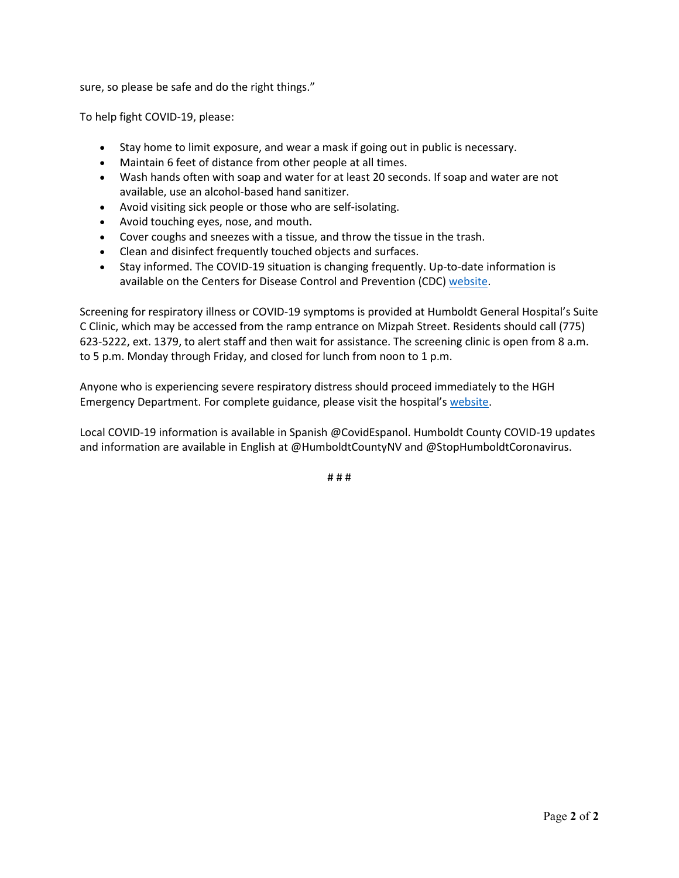sure, so please be safe and do the right things."

To help fight COVID-19, please:

- Stay home to limit exposure, and wear a mask if going out in public is necessary.
- Maintain 6 feet of distance from other people at all times.
- Wash hands often with soap and water for at least 20 seconds. If soap and water are not available, use an alcohol-based hand sanitizer.
- Avoid visiting sick people or those who are self-isolating.
- Avoid touching eyes, nose, and mouth.
- Cover coughs and sneezes with a tissue, and throw the tissue in the trash.
- Clean and disinfect frequently touched objects and surfaces.
- Stay informed. The COVID-19 situation is changing frequently. Up-to-date information is available on the Centers for Disease Control and Prevention (CDC) website.

Screening for respiratory illness or COVID-19 symptoms is provided at Humboldt General Hospital's Suite C Clinic, which may be accessed from the ramp entrance on Mizpah Street. Residents should call (775) 623-5222, ext. 1379, to alert staff and then wait for assistance. The screening clinic is open from 8 a.m. to 5 p.m. Monday through Friday, and closed for lunch from noon to 1 p.m.

Anyone who is experiencing severe respiratory distress should proceed immediately to the HGH Emergency Department. For complete guidance, please visit the hospital's website.

Local COVID-19 information is available in Spanish @CovidEspanol. Humboldt County COVID-19 updates and information are available in English at @HumboldtCountyNV and @StopHumboldtCoronavirus.

# # #